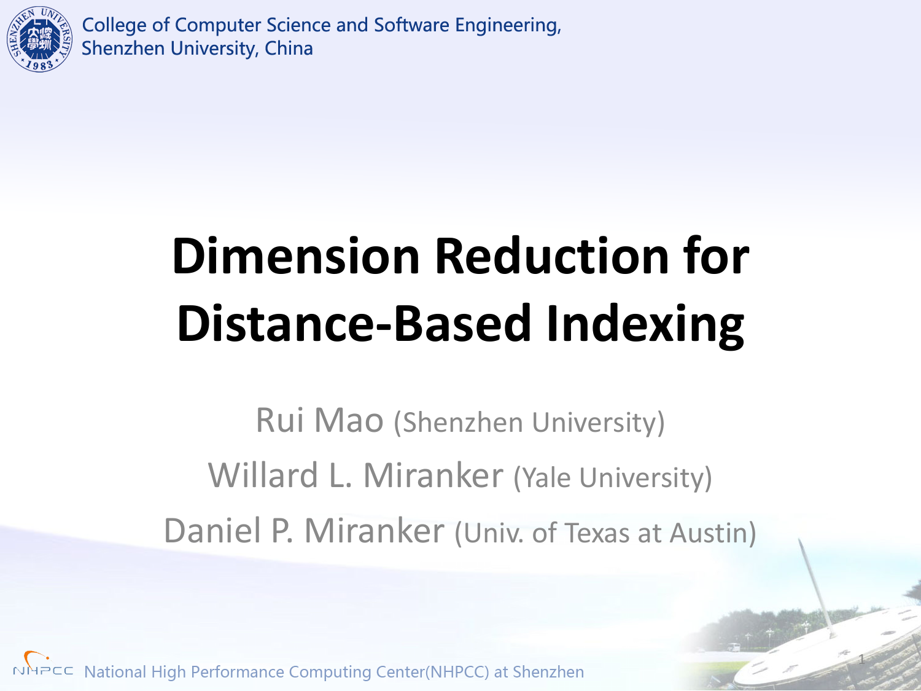College of Computer Science and Software Engineering, Shenzhen University, China

# Dimension Reduction for Distance-Based Indexing

Rui Mao (Shenzhen University)

Willard L. Miranker (Yale University)

Daniel P. Miranker (Univ. of Texas at Austin)

National High Performance Computing Center(NHPCC) at Shenzhen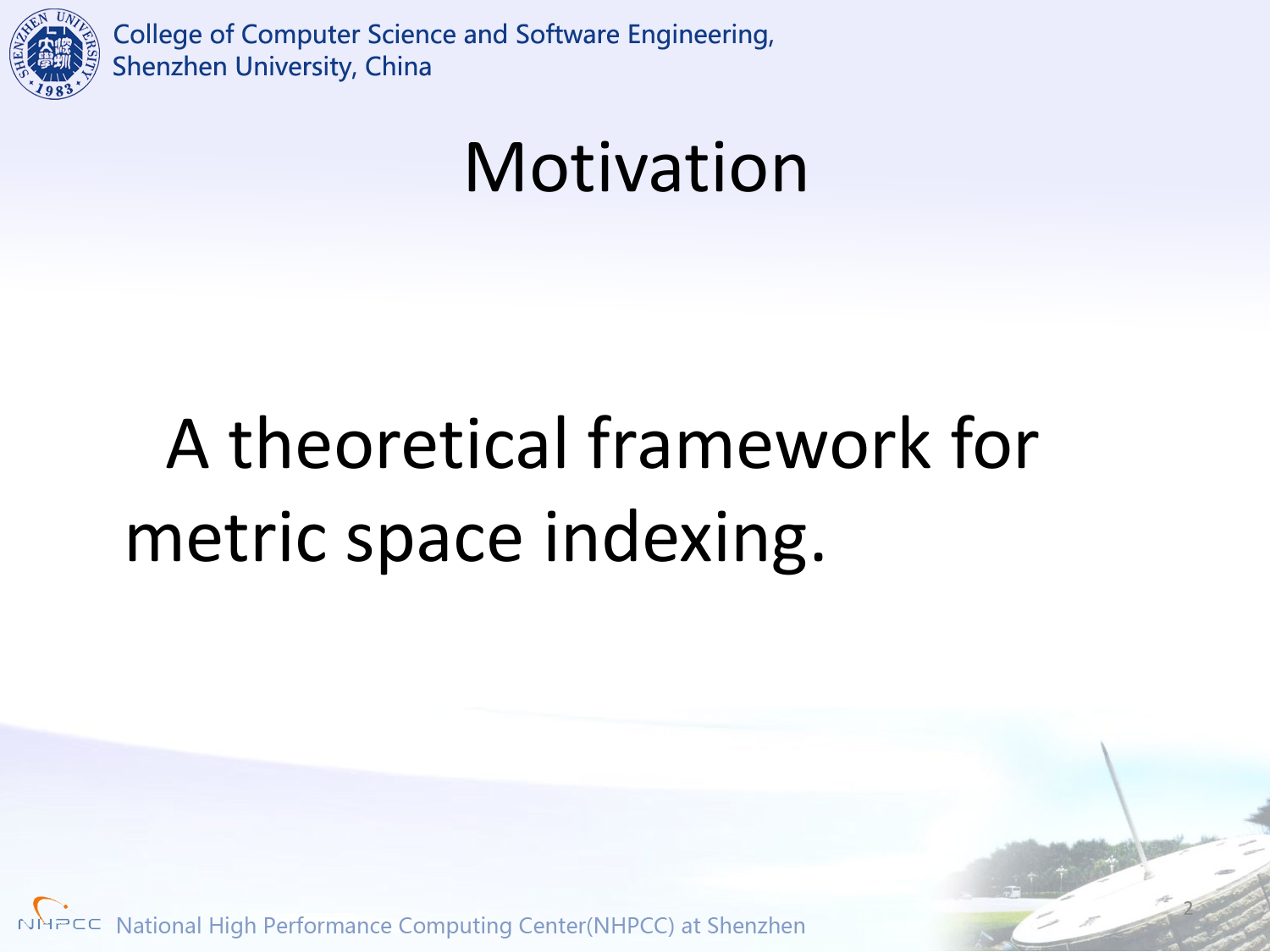# Motivation

A theoretical framework for metric space indexing.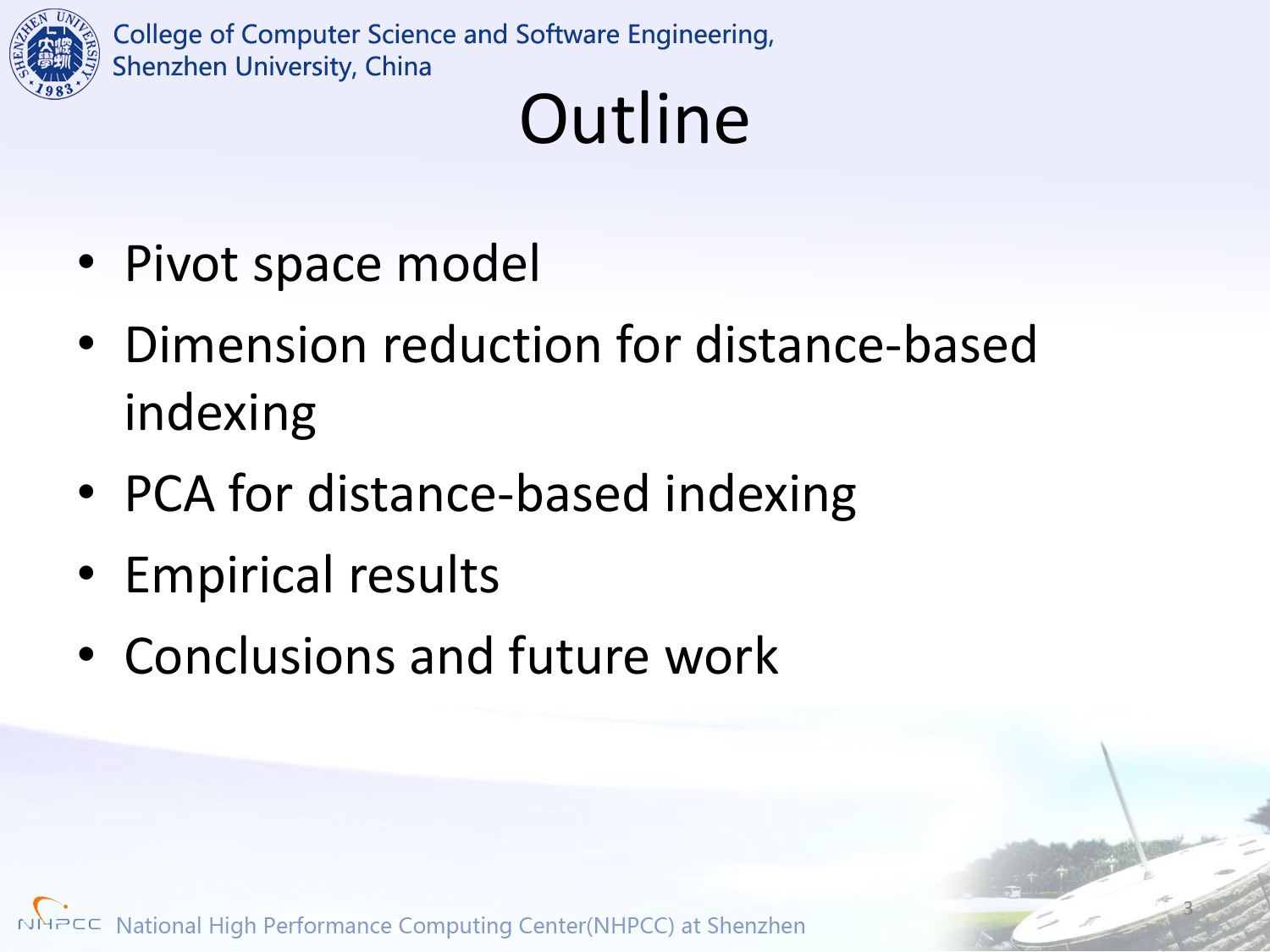# Outline

- Pivot space model
- Dimension reduction for distance-based indexing
- PCA for distance-based indexing
- Empirical results
- Conclusions and future work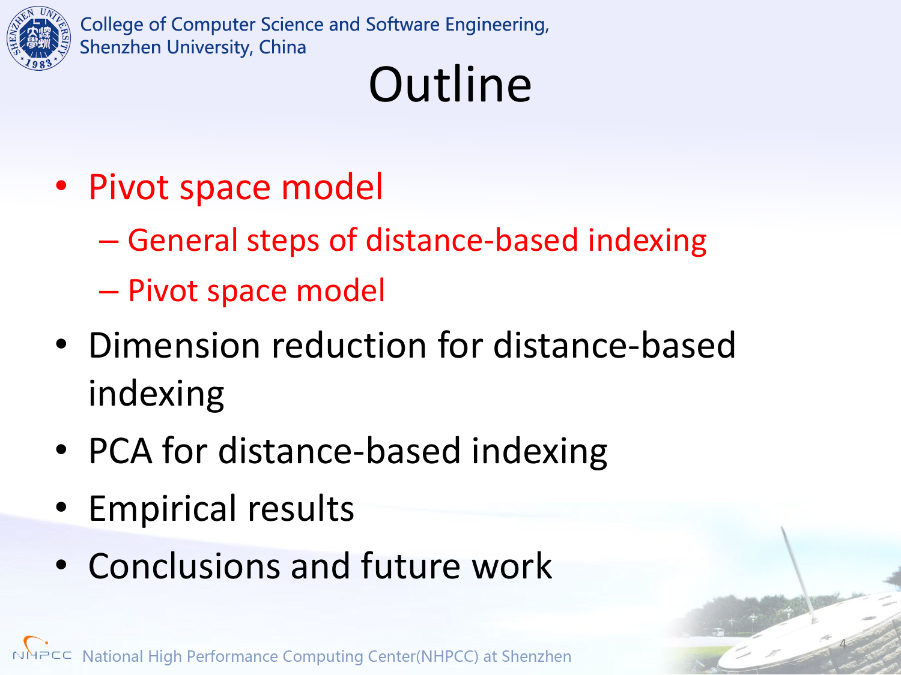# Outline

- Pivot space model
  - General steps of distance-based indexing
  - Pivot space model
- Dimension reduction for distance-based indexing
- PCA for distance-based indexing
- Empirical results
- Conclusions and future work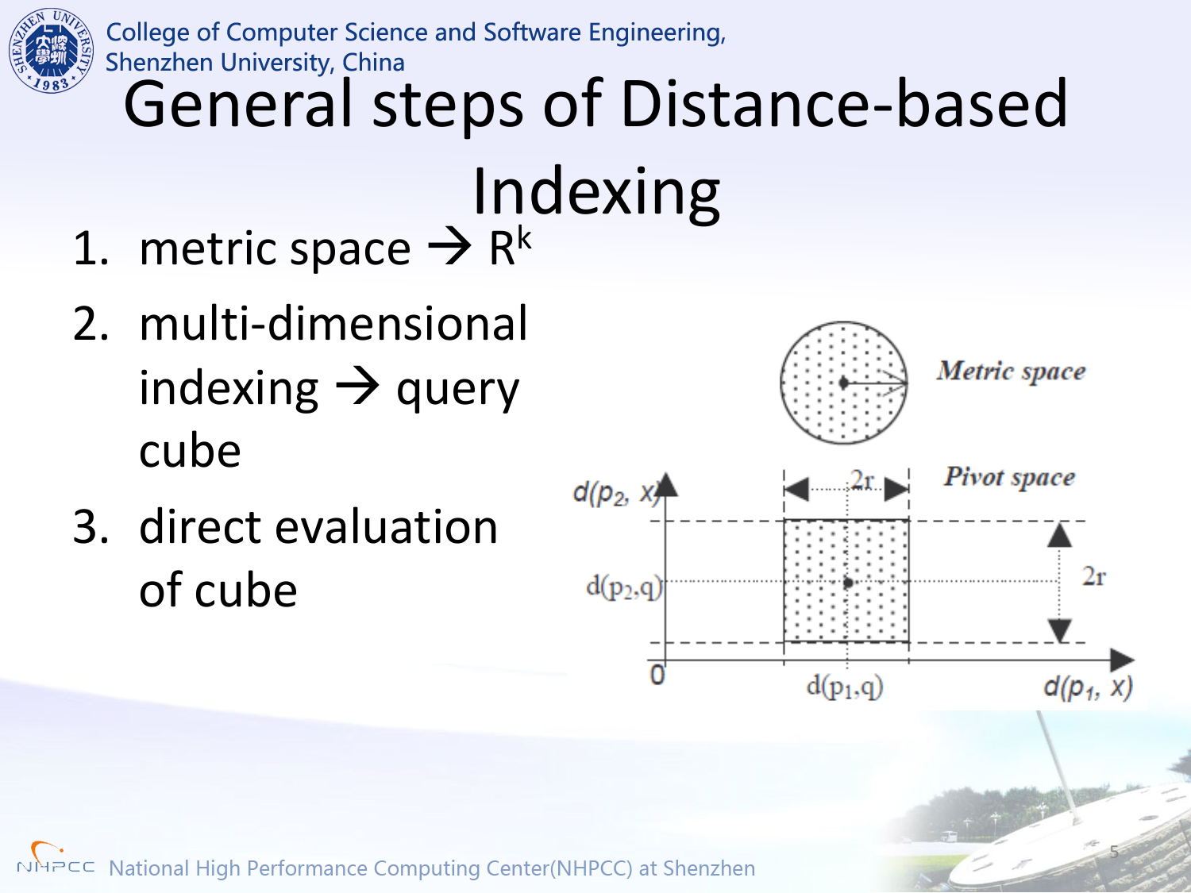# General steps of Distance-based Indexing

1. metric space → $R^k$
2. multi-dimensional indexing → query cube
3. direct evaluation of cube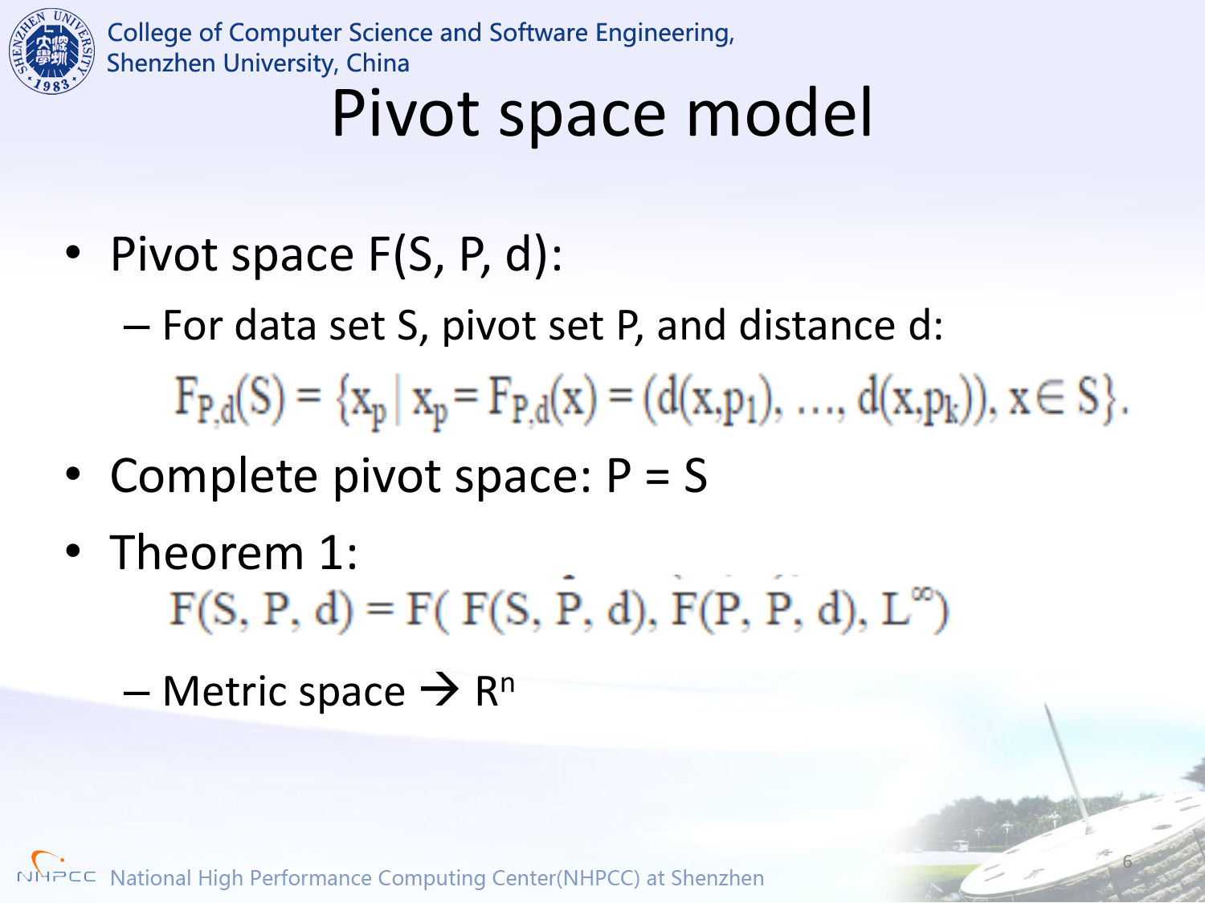# Pivot space model

- Pivot space F(S, P, d):
  - For data set S, pivot set P, and distance d:

$$F_{P,d}(S) = \{x_p \mid x_p = F_{P,d}(x) = (d(x,p_1), \ldots, d(x,p_k)), x \in S\}.$$

- Complete pivot space: P = S
- Theorem 1:

$$F(S, P, d) = F(\, F(S, P, d), F(P, P, d), L^{\infty})$$

  - Metric space → $R^n$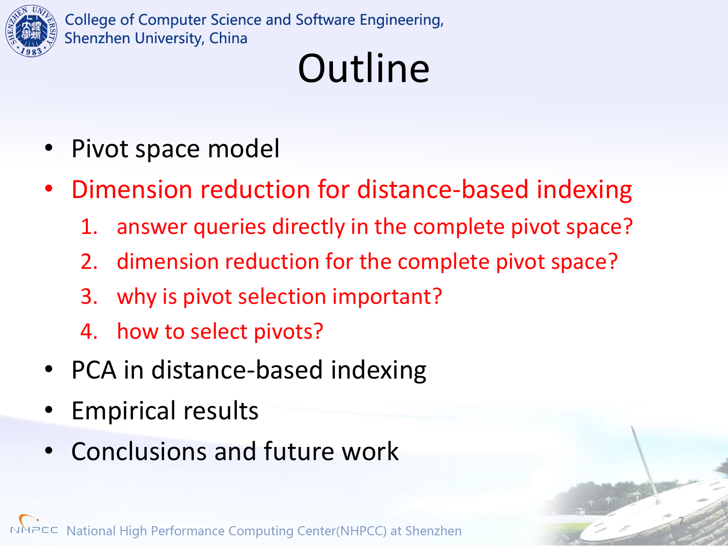# Outline

- Pivot space model
- Dimension reduction for distance-based indexing
  1. answer queries directly in the complete pivot space?
  2. dimension reduction for the complete pivot space?
  3. why is pivot selection important?
  4. how to select pivots?
- PCA in distance-based indexing
- Empirical results
- Conclusions and future work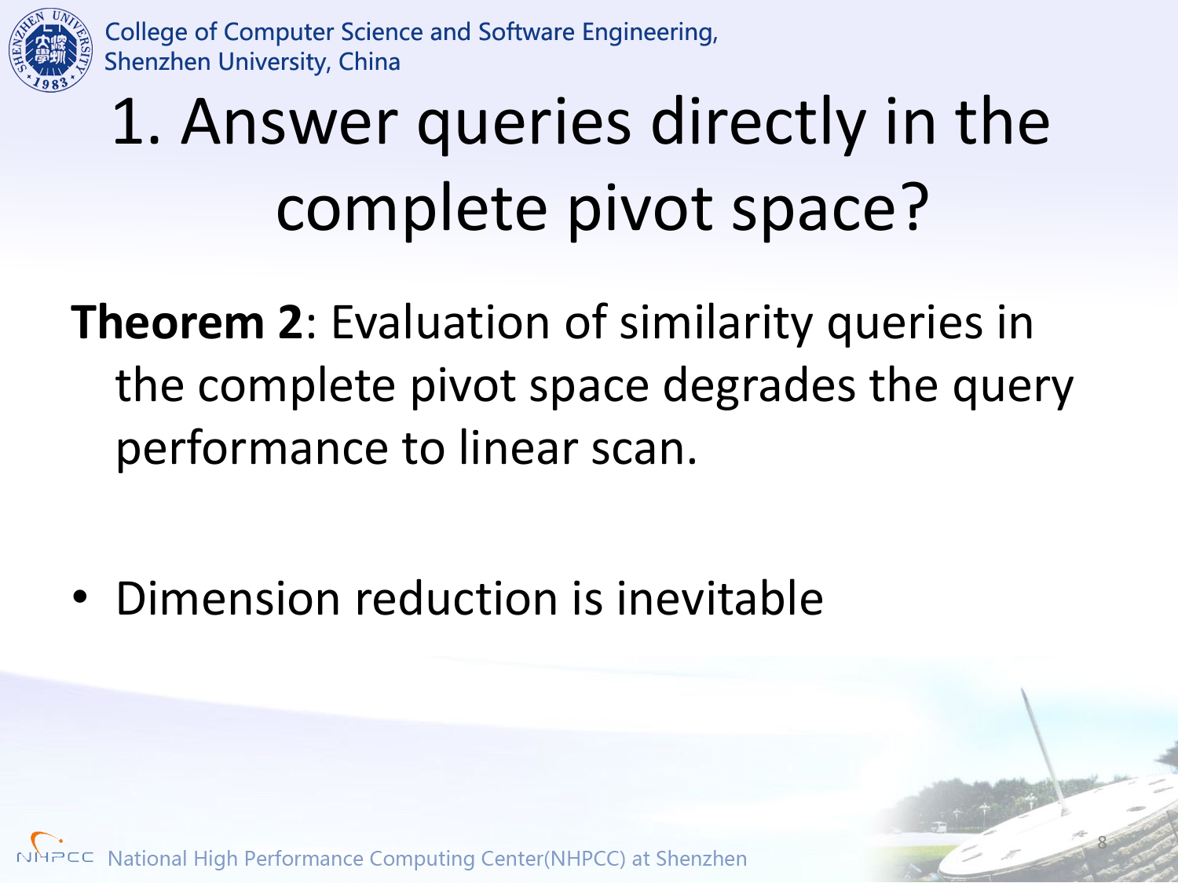# 1. Answer queries directly in the complete pivot space?

**Theorem 2**: Evaluation of similarity queries in the complete pivot space degrades the query performance to linear scan.

- Dimension reduction is inevitable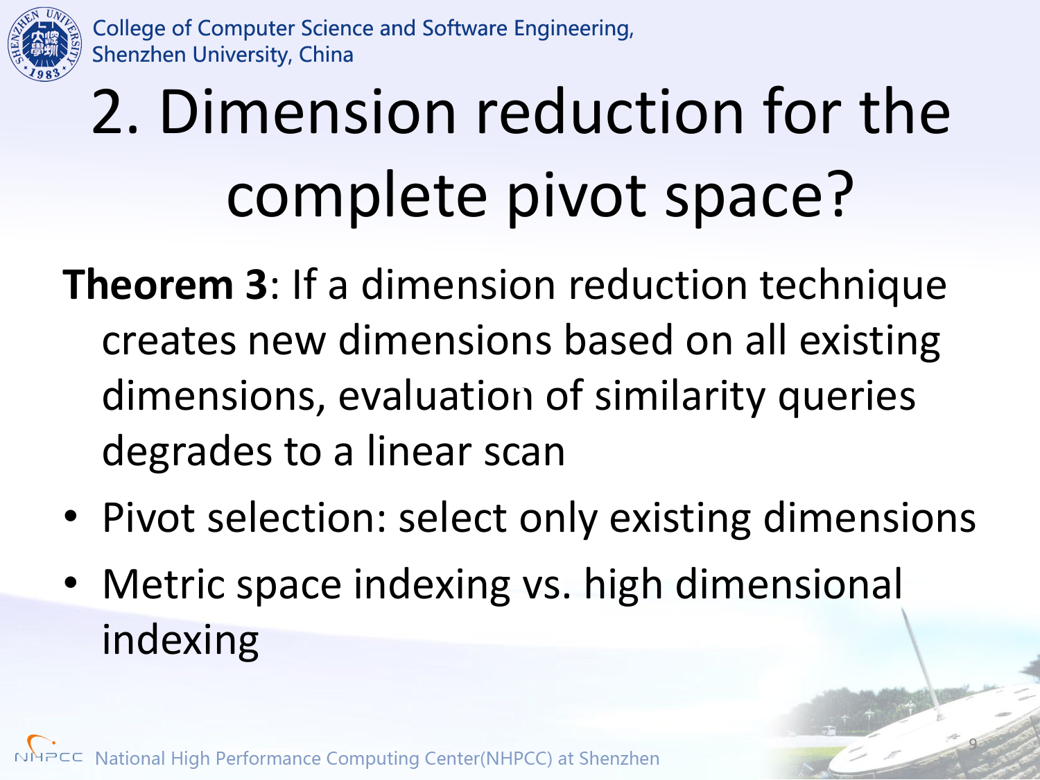# 2. Dimension reduction for the complete pivot space?

**Theorem 3**: If a dimension reduction technique creates new dimensions based on all existing dimensions, evaluation of similarity queries degrades to a linear scan

- Pivot selection: select only existing dimensions
- Metric space indexing vs. high dimensional indexing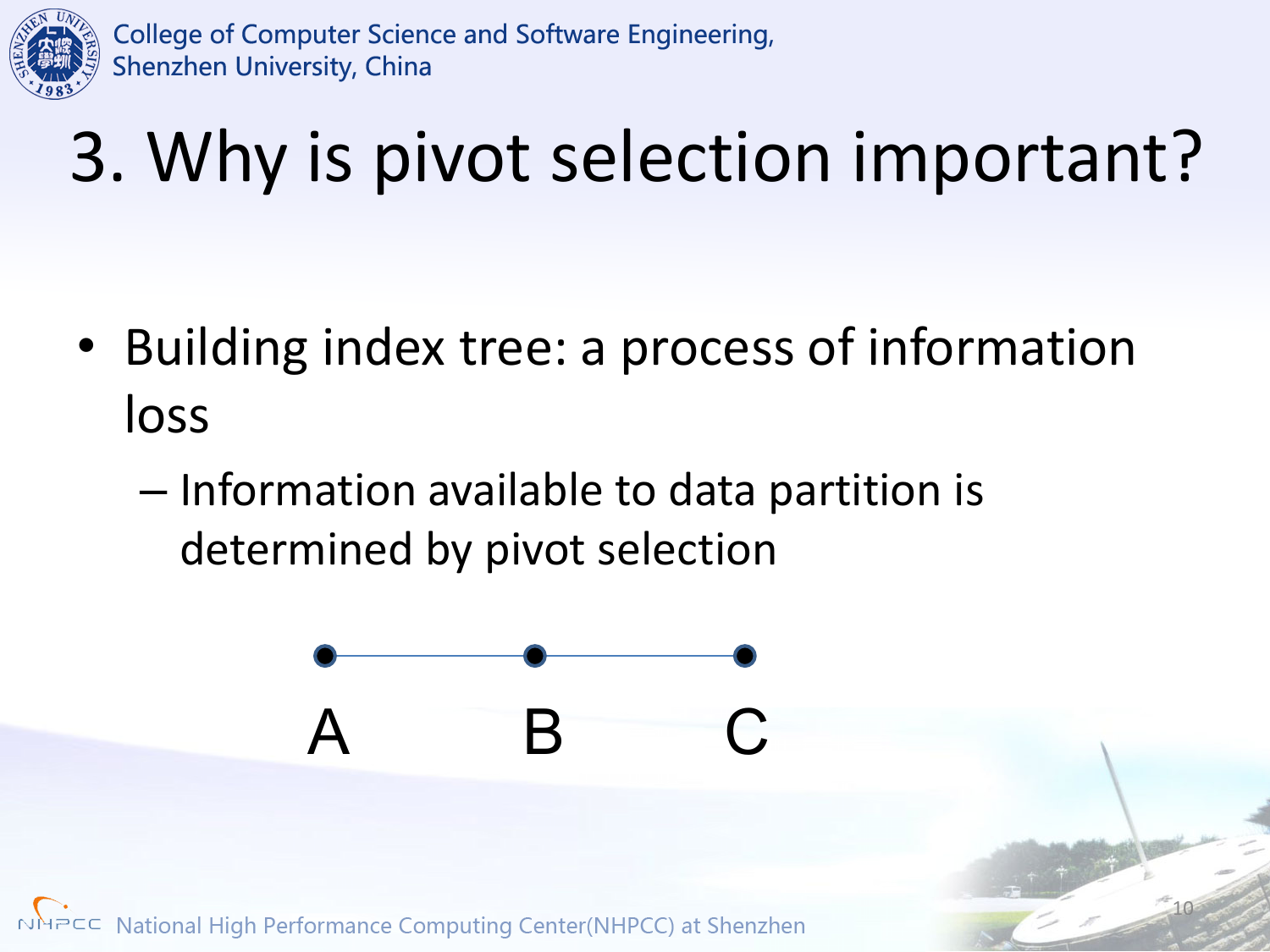# 3. Why is pivot selection important?

- Building index tree: a process of information loss
  - Information available to data partition is determined by pivot selection

A B C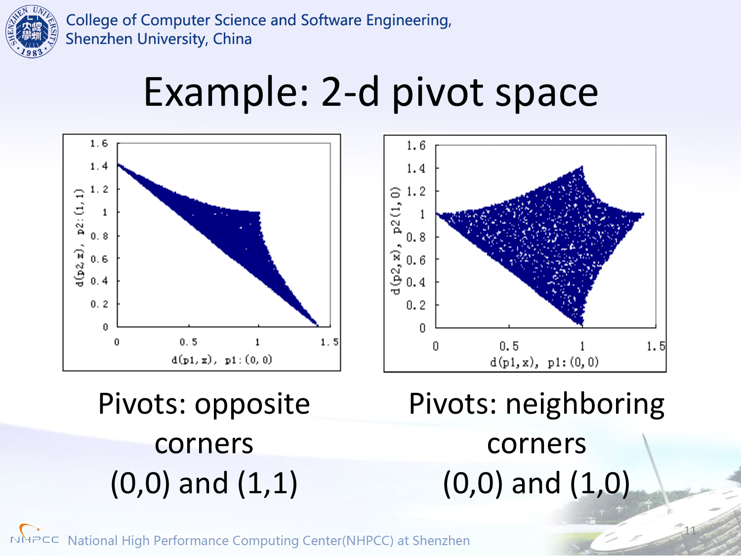# Example: 2-d pivot space

Pivots: opposite corners (0,0) and (1,1)

Pivots: neighboring corners (0,0) and (1,0)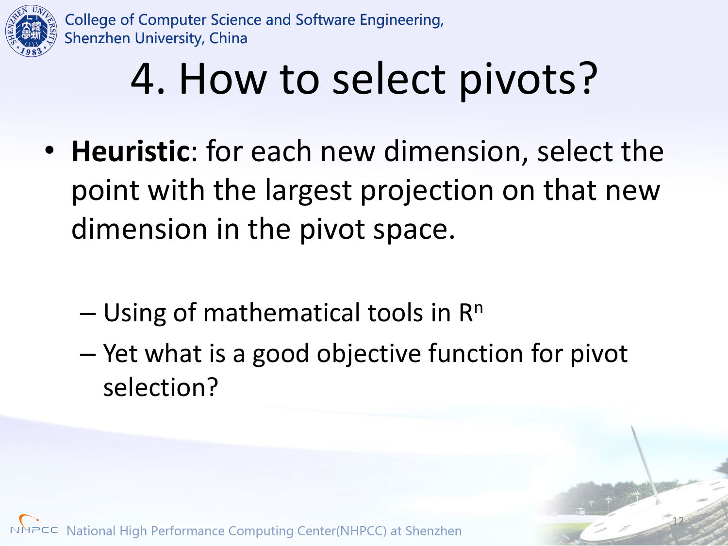# 4. How to select pivots?

- **Heuristic**: for each new dimension, select the point with the largest projection on that new dimension in the pivot space.
  - Using of mathematical tools in $R^n$
  - Yet what is a good objective function for pivot selection?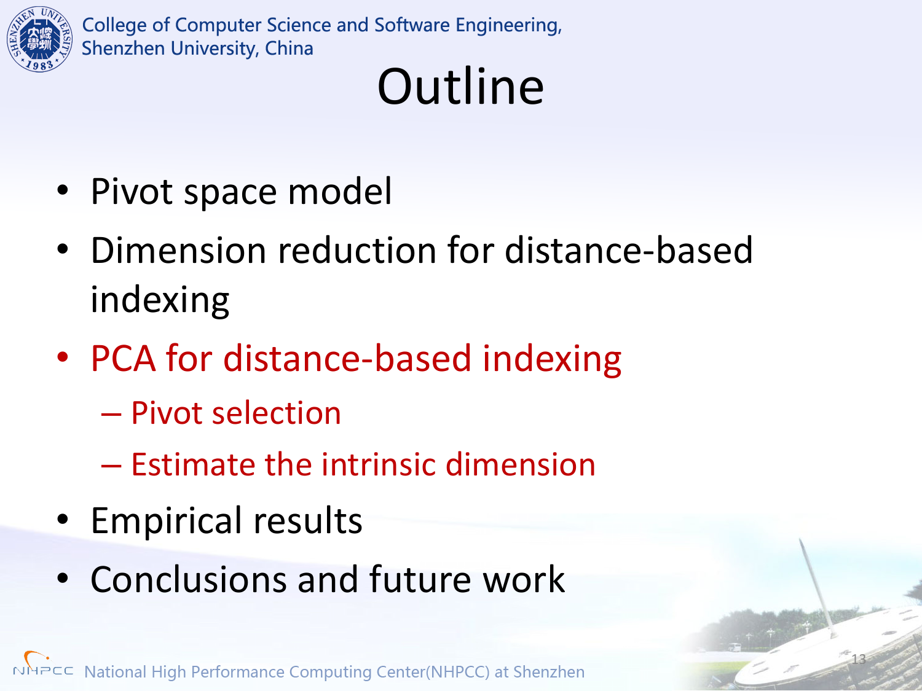# Outline

- Pivot space model
- Dimension reduction for distance-based indexing
- PCA for distance-based indexing
  - Pivot selection
  - Estimate the intrinsic dimension
- Empirical results
- Conclusions and future work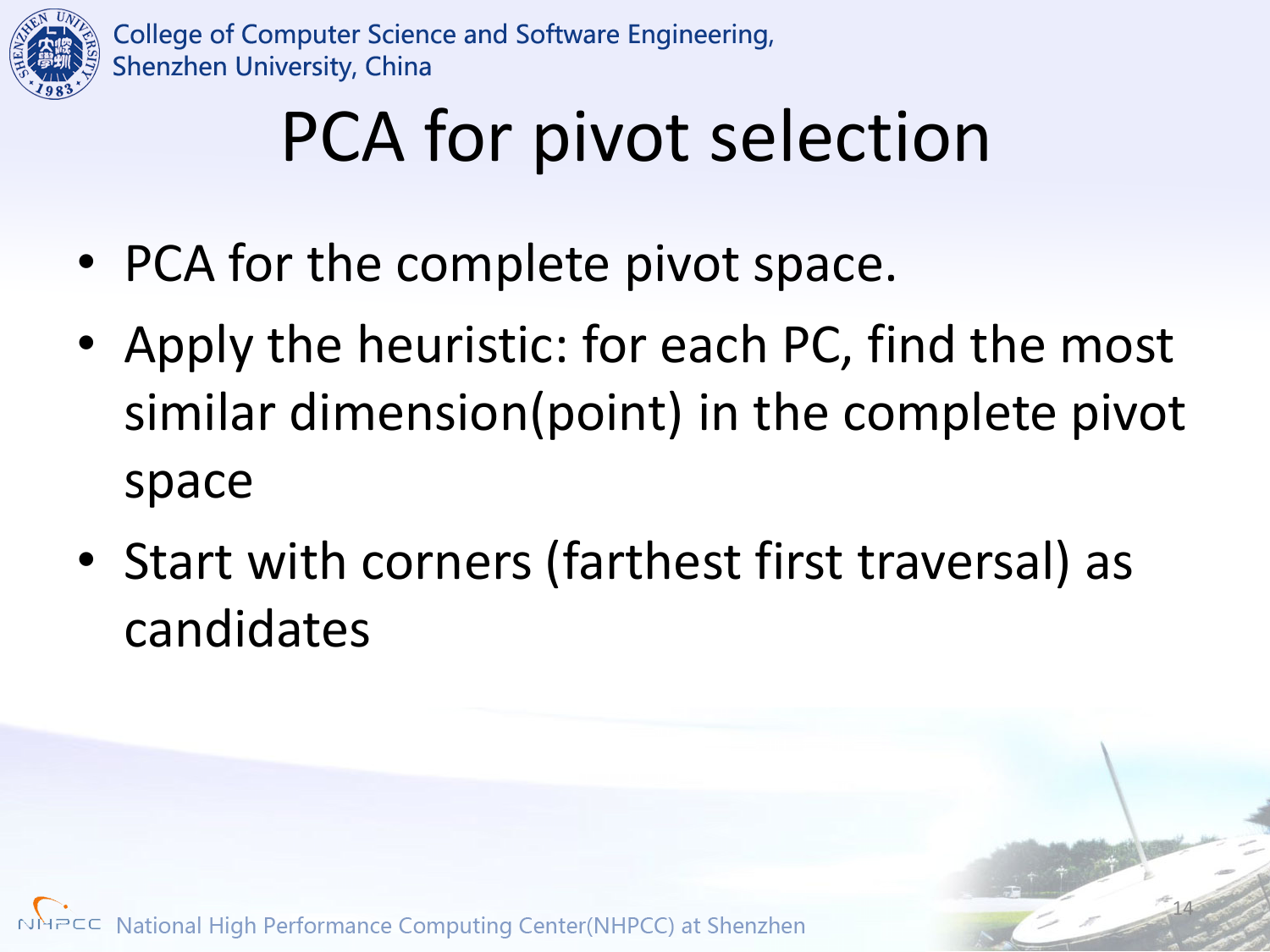# PCA for pivot selection

- PCA for the complete pivot space.
- Apply the heuristic: for each PC, find the most similar dimension(point) in the complete pivot space
- Start with corners (farthest first traversal) as candidates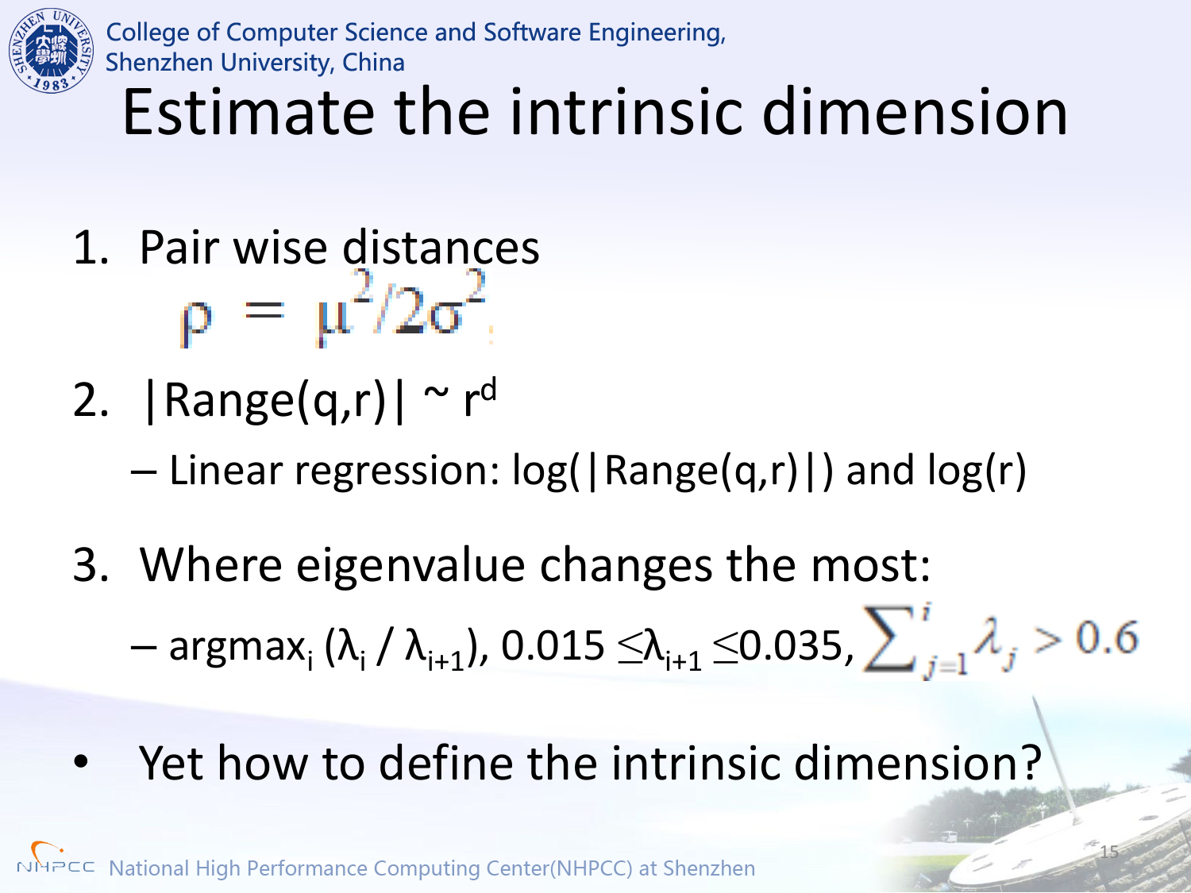# Estimate the intrinsic dimension

1. Pair wise distances

   $$\rho = \mu^2/2\sigma^2$$

2. $|\text{Range}(q,r)| \sim r^d$
   - Linear regression: $\log(|\text{Range}(q,r)|)$ and $\log(r)$

3. Where eigenvalue changes the most:
   - $\text{argmax}_i (\lambda_i / \lambda_{i+1})$, $0.015 \leq \lambda_{i+1} \leq 0.035$, $\sum_{j=1}^{i} \lambda_j > 0.6$

- Yet how to define the intrinsic dimension?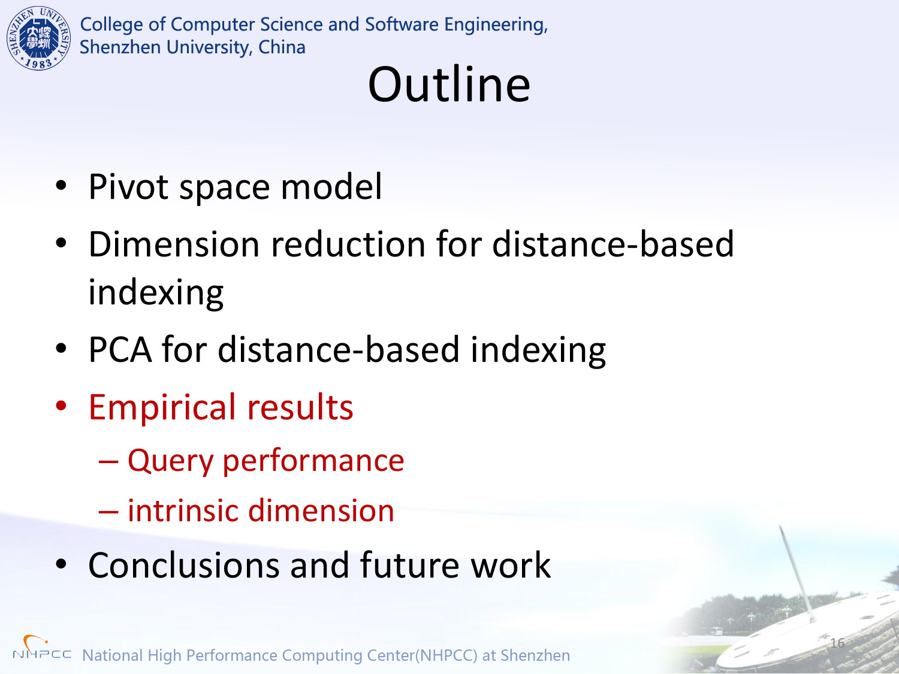# Outline

- Pivot space model
- Dimension reduction for distance-based indexing
- PCA for distance-based indexing
- Empirical results
  - Query performance
  - intrinsic dimension
- Conclusions and future work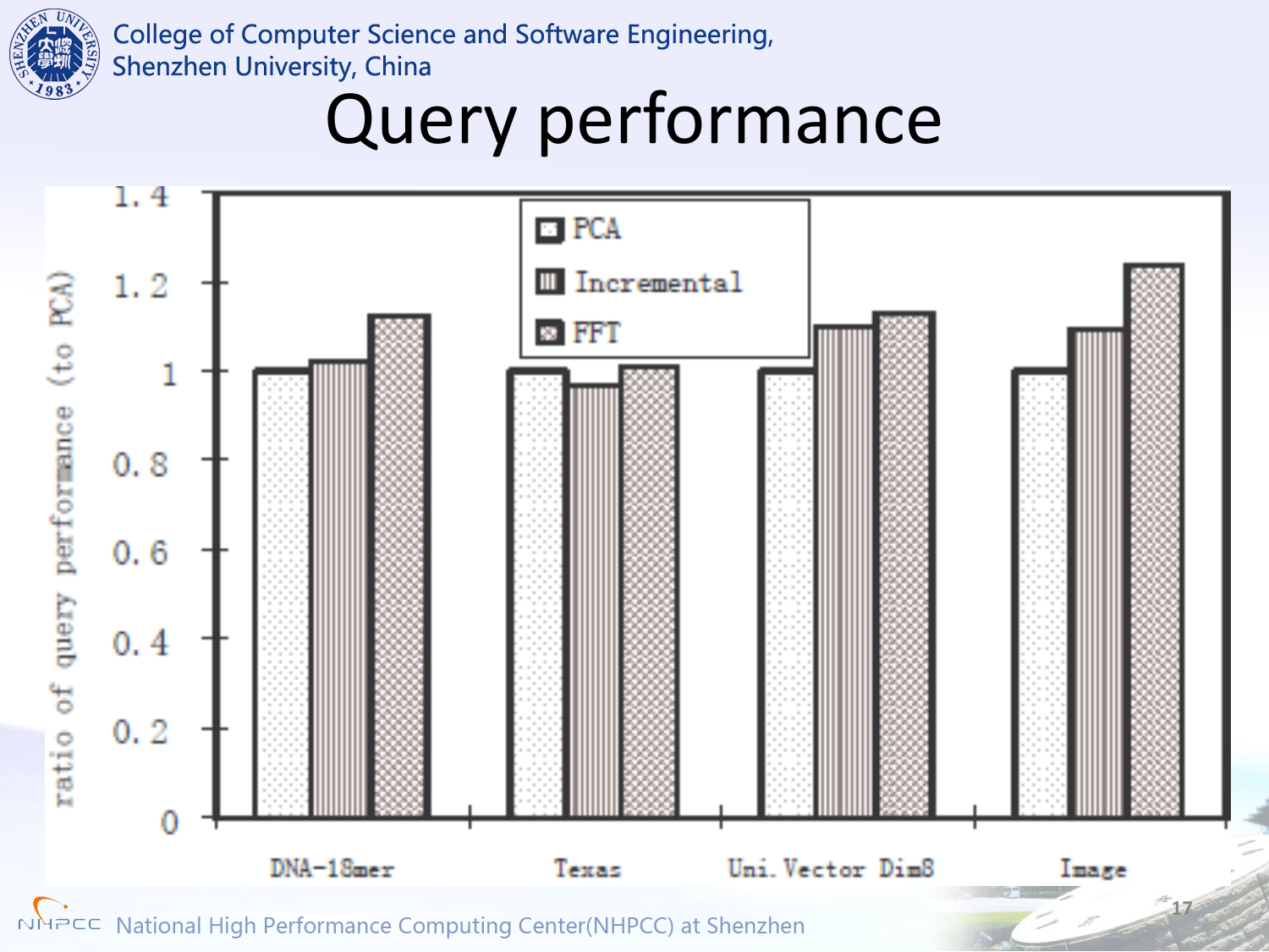# Query performance

ratio of query performance (to PCA)

Legend: PCA, Incremental, FFT

Y-axis: 0, 0.2, 0.4, 0.6, 0.8, 1, 1.2, 1.4

X-axis: DNA-18mer, Texas, Uni. Vector Dim8, Image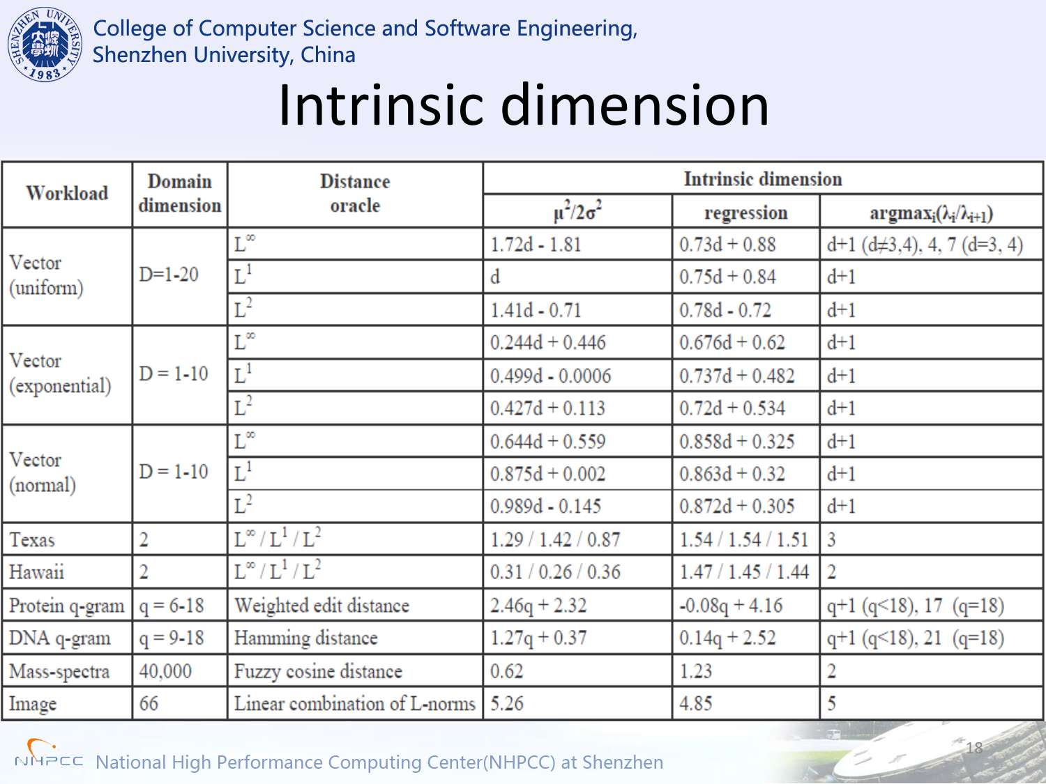# Intrinsic dimension

| Workload | Domain dimension | Distance oracle | Intrinsic dimension | | |
|---|---|---|---|---|---|
| | | | $\mu^2/2\sigma^2$ | regression | $\text{argmax}_i(\lambda_i/\lambda_{i+1})$ |
| Vector (uniform) | D=1-20 | $L^\infty$ | 1.72d - 1.81 | 0.73d + 0.88 | d+1 ($d \neq 3,4$), 4, 7 (d=3, 4) |
| | | $L^1$ | d | 0.75d + 0.84 | d+1 |
| | | $L^2$ | 1.41d - 0.71 | 0.78d - 0.72 | d+1 |
| Vector (exponential) | D = 1-10 | $L^\infty$ | 0.244d + 0.446 | 0.676d + 0.62 | d+1 |
| | | $L^1$ | 0.499d - 0.0006 | 0.737d + 0.482 | d+1 |
| | | $L^2$ | 0.427d + 0.113 | 0.72d + 0.534 | d+1 |
| Vector (normal) | D = 1-10 | $L^\infty$ | 0.644d + 0.559 | 0.858d + 0.325 | d+1 |
| | | $L^1$ | 0.875d + 0.002 | 0.863d + 0.32 | d+1 |
| | | $L^2$ | 0.989d - 0.145 | 0.872d + 0.305 | d+1 |
| Texas | 2 | $L^\infty$ / $L^1$ / $L^2$ | 1.29 / 1.42 / 0.87 | 1.54 / 1.54 / 1.51 | 3 |
| Hawaii | 2 | $L^\infty$ / $L^1$ / $L^2$ | 0.31 / 0.26 / 0.36 | 1.47 / 1.45 / 1.44 | 2 |
| Protein q-gram | q = 6-18 | Weighted edit distance | 2.46q + 2.32 | -0.08q + 4.16 | q+1 (q<18), 17 (q=18) |
| DNA q-gram | q = 9-18 | Hamming distance | 1.27q + 0.37 | 0.14q + 2.52 | q+1 (q<18), 21 (q=18) |
| Mass-spectra | 40,000 | Fuzzy cosine distance | 0.62 | 1.23 | 2 |
| Image | 66 | Linear combination of L-norms | 5.26 | 4.85 | 5 |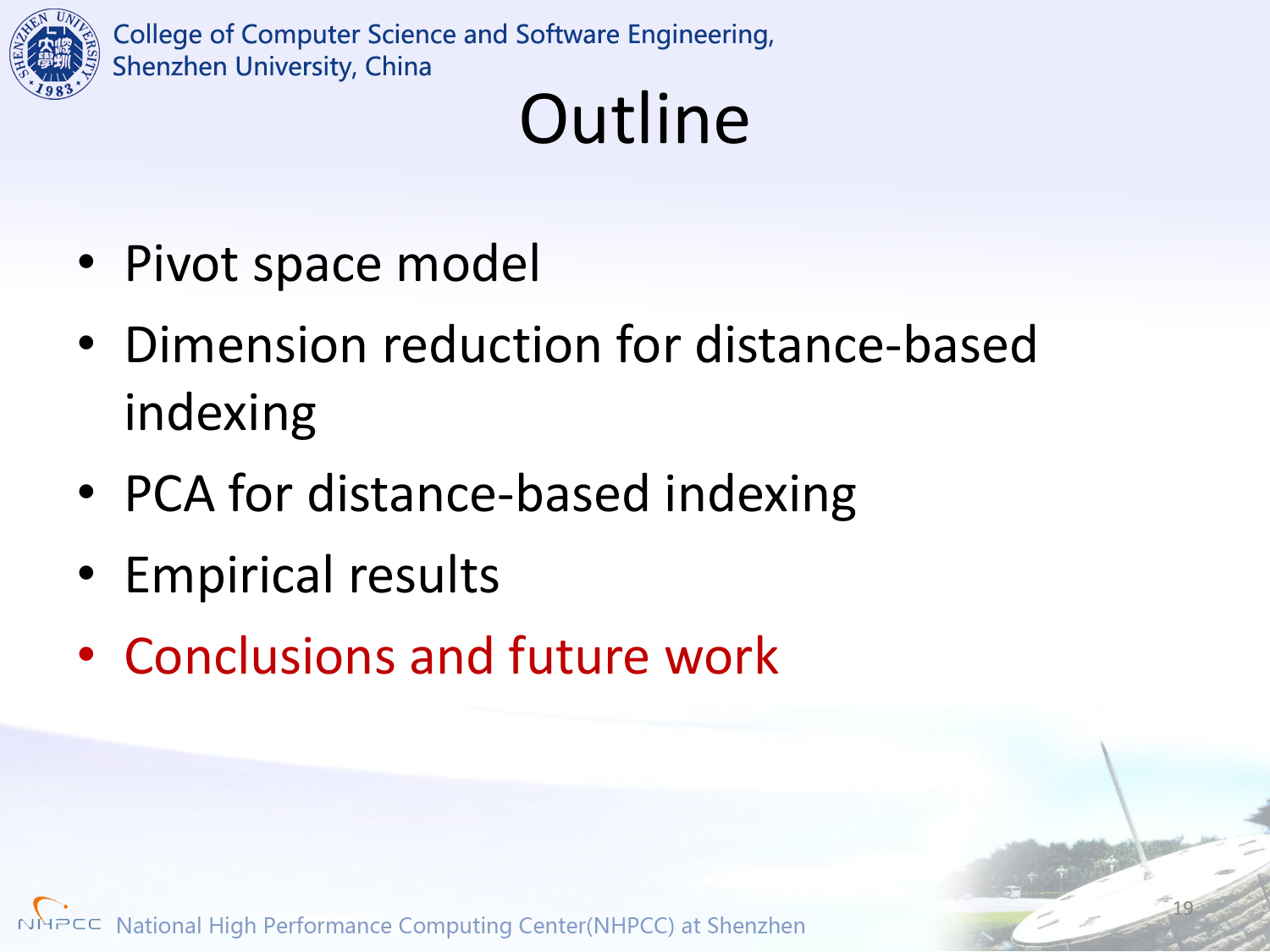# Outline

- Pivot space model
- Dimension reduction for distance-based indexing
- PCA for distance-based indexing
- Empirical results
- Conclusions and future work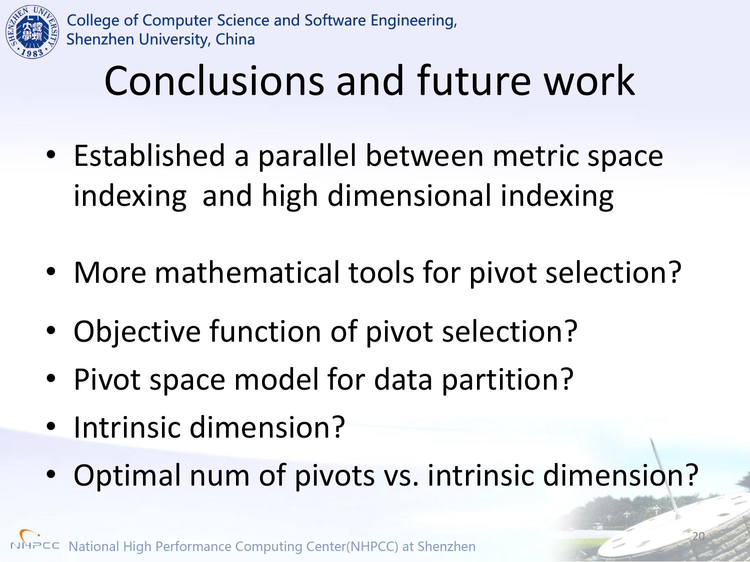# Conclusions and future work

- Established a parallel between metric space indexing and high dimensional indexing

- More mathematical tools for pivot selection?
- Objective function of pivot selection?
- Pivot space model for data partition?
- Intrinsic dimension?
- Optimal num of pivots vs. intrinsic dimension?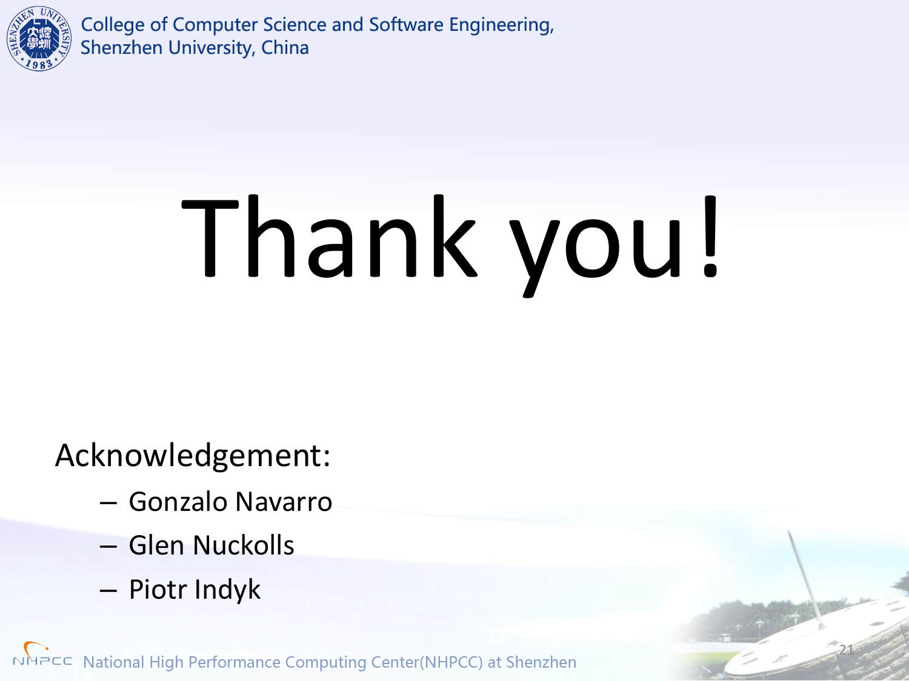# Thank you!

Acknowledgement:

- Gonzalo Navarro
- Glen Nuckolls
- Piotr Indyk